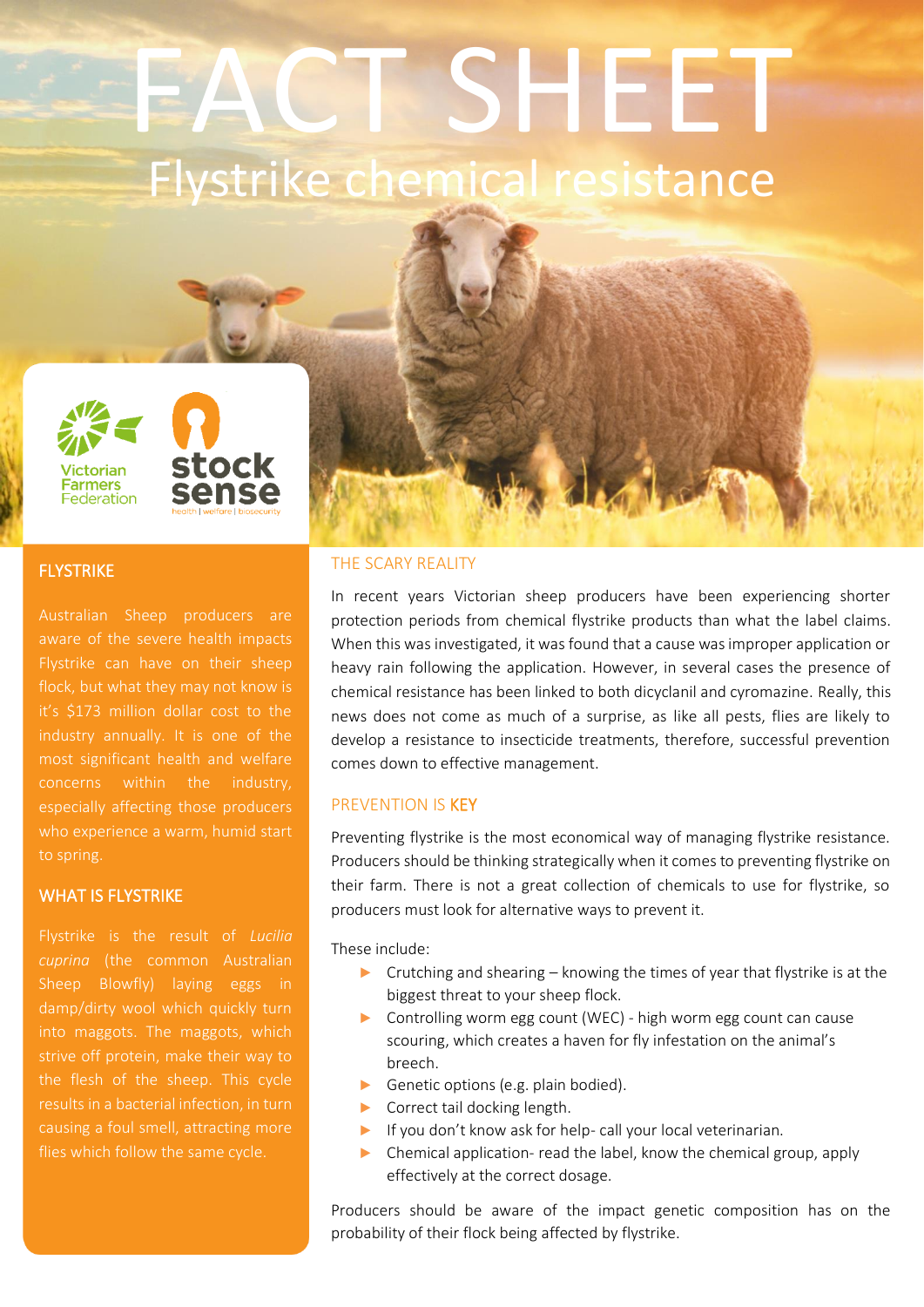# FACT SHEET

## Flystrike chemical resistance

Victorian Farmers Federation

stock sense
health | welfare | biosecurity

### FLYSTRIKE

Australian Sheep producers are aware of the severe health impacts Flystrike can have on their sheep flock, but what they may not know is it's $173 million dollar cost to the industry annually. It is one of the most significant health and welfare concerns within the industry, especially affecting those producers who experience a warm, humid start to spring.

### WHAT IS FLYSTRIKE

Flystrike is the result of *Lucilia cuprina* (the common Australian Sheep Blowfly) laying eggs in damp/dirty wool which quickly turn into maggots. The maggots, which strive off protein, make their way to the flesh of the sheep. This cycle results in a bacterial infection, in turn causing a foul smell, attracting more flies which follow the same cycle.

### THE SCARY REALITY

In recent years Victorian sheep producers have been experiencing shorter protection periods from chemical flystrike products than what the label claims. When this was investigated, it was found that a cause was improper application or heavy rain following the application. However, in several cases the presence of chemical resistance has been linked to both dicyclanil and cyromazine. Really, this news does not come as much of a surprise, as like all pests, flies are likely to develop a resistance to insecticide treatments, therefore, successful prevention comes down to effective management.

### PREVENTION IS KEY

Preventing flystrike is the most economical way of managing flystrike resistance. Producers should be thinking strategically when it comes to preventing flystrike on their farm. There is not a great collection of chemicals to use for flystrike, so producers must look for alternative ways to prevent it.

These include:

- Crutching and shearing – knowing the times of year that flystrike is at the biggest threat to your sheep flock.
- Controlling worm egg count (WEC) - high worm egg count can cause scouring, which creates a haven for fly infestation on the animal's breech.
- Genetic options (e.g. plain bodied).
- Correct tail docking length.
- If you don't know ask for help- call your local veterinarian.
- Chemical application- read the label, know the chemical group, apply effectively at the correct dosage.

Producers should be aware of the impact genetic composition has on the probability of their flock being affected by flystrike.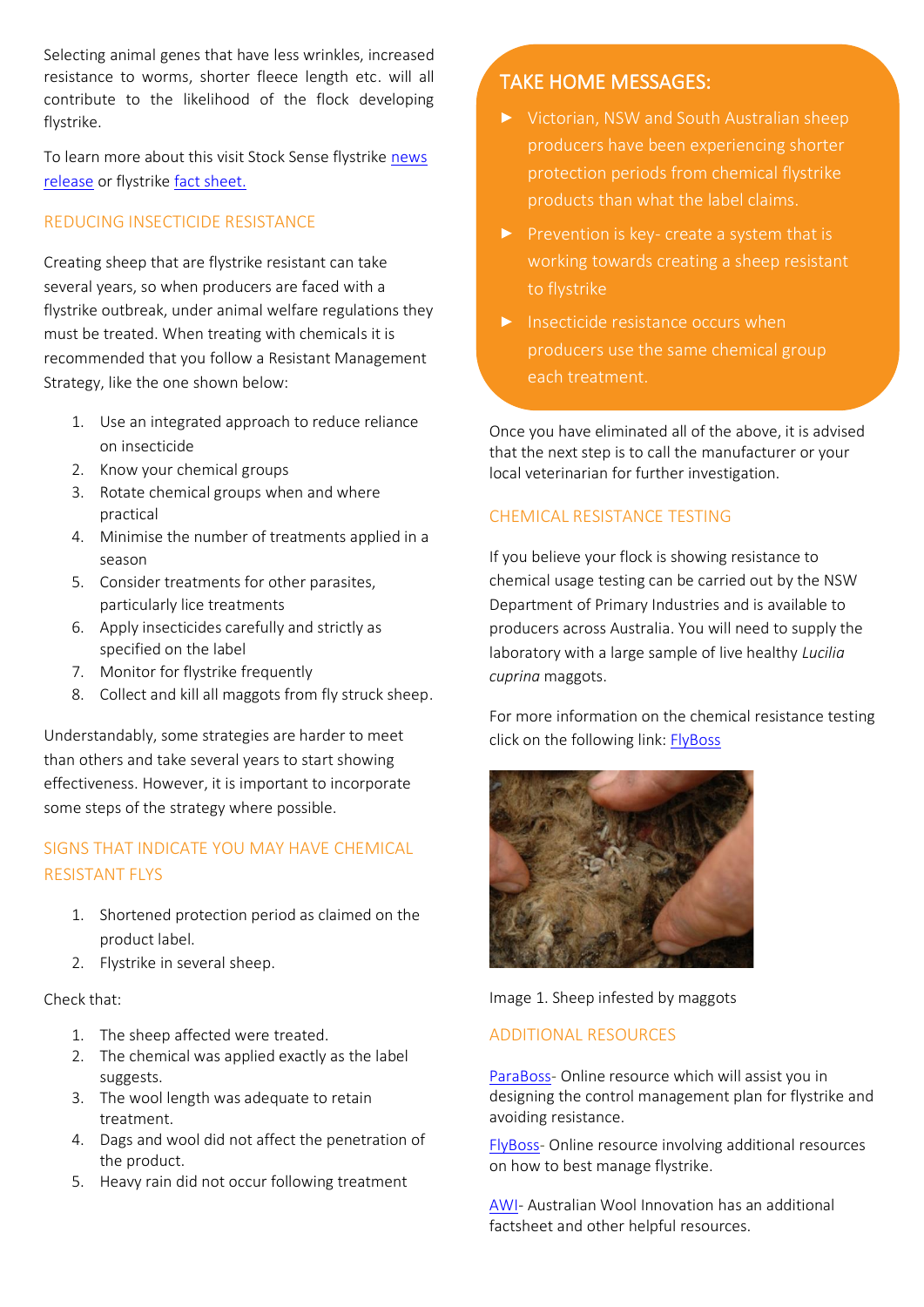Selecting animal genes that have less wrinkles, increased resistance to worms, shorter fleece length etc. will all contribute to the likelihood of the flock developing flystrike.

To learn more about this visit Stock Sense flystrike news release or flystrike fact sheet.

## REDUCING INSECTICIDE RESISTANCE

Creating sheep that are flystrike resistant can take several years, so when producers are faced with a flystrike outbreak, under animal welfare regulations they must be treated. When treating with chemicals it is recommended that you follow a Resistant Management Strategy, like the one shown below:

1. Use an integrated approach to reduce reliance on insecticide
2. Know your chemical groups
3. Rotate chemical groups when and where practical
4. Minimise the number of treatments applied in a season
5. Consider treatments for other parasites, particularly lice treatments
6. Apply insecticides carefully and strictly as specified on the label
7. Monitor for flystrike frequently
8. Collect and kill all maggots from fly struck sheep.

Understandably, some strategies are harder to meet than others and take several years to start showing effectiveness. However, it is important to incorporate some steps of the strategy where possible.

## SIGNS THAT INDICATE YOU MAY HAVE CHEMICAL RESISTANT FLYS

1. Shortened protection period as claimed on the product label.
2. Flystrike in several sheep.

Check that:

1. The sheep affected were treated.
2. The chemical was applied exactly as the label suggests.
3. The wool length was adequate to retain treatment.
4. Dags and wool did not affect the penetration of the product.
5. Heavy rain did not occur following treatment

## TAKE HOME MESSAGES:

- Victorian, NSW and South Australian sheep producers have been experiencing shorter protection periods from chemical flystrike products than what the label claims.
- Prevention is key- create a system that is working towards creating a sheep resistant to flystrike
- Insecticide resistance occurs when producers use the same chemical group each treatment.

Once you have eliminated all of the above, it is advised that the next step is to call the manufacturer or your local veterinarian for further investigation.

## CHEMICAL RESISTANCE TESTING

If you believe your flock is showing resistance to chemical usage testing can be carried out by the NSW Department of Primary Industries and is available to producers across Australia. You will need to supply the laboratory with a large sample of live healthy *Lucilia cuprina* maggots.

For more information on the chemical resistance testing click on the following link: FlyBoss

Image 1. Sheep infested by maggots

## ADDITIONAL RESOURCES

ParaBoss- Online resource which will assist you in designing the control management plan for flystrike and avoiding resistance.

FlyBoss- Online resource involving additional resources on how to best manage flystrike.

AWI- Australian Wool Innovation has an additional factsheet and other helpful resources.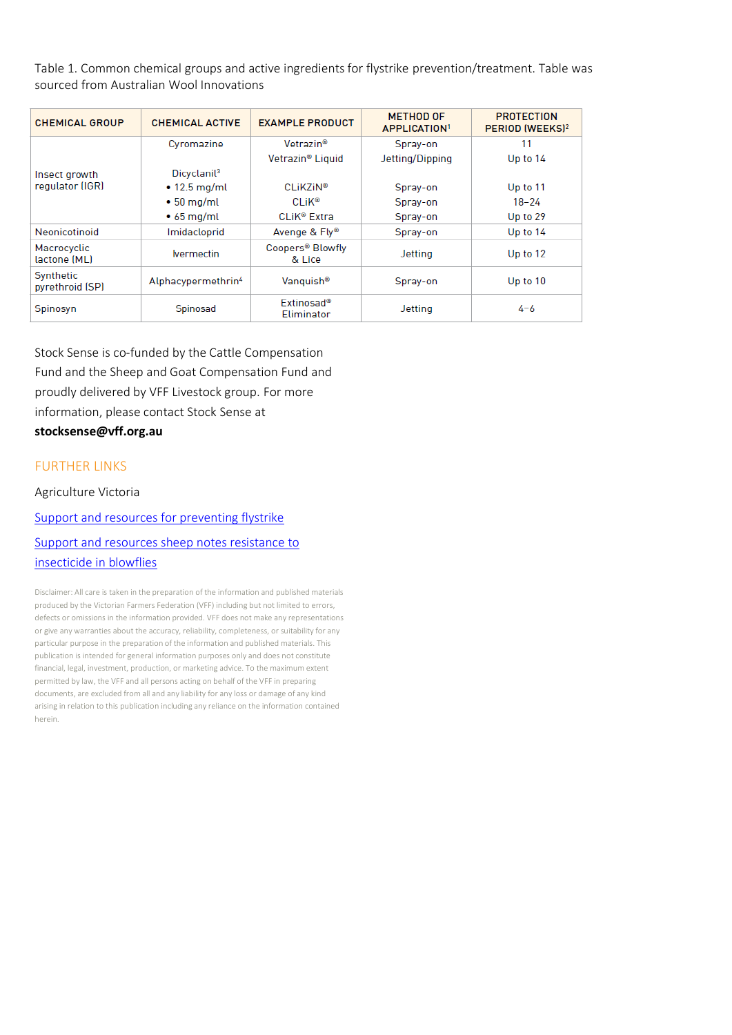Table 1. Common chemical groups and active ingredients for flystrike prevention/treatment. Table was sourced from Australian Wool Innovations

| CHEMICAL GROUP | CHEMICAL ACTIVE | EXAMPLE PRODUCT | METHOD OF APPLICATION[1] | PROTECTION PERIOD (WEEKS)[2] |
|---|---|---|---|---|
| Insect growth regulator (IGR) | Cyromazine | Vetrazin® | Spray-on | 11 |
| | | Vetrazin® Liquid | Jetting/Dipping | Up to 14 |
| | Dicyclanil[3] | | | |
| | • 12.5 mg/ml | CLiKZiN® | Spray-on | Up to 11 |
| | • 50 mg/ml | CLiK® | Spray-on | 18–24 |
| | • 65 mg/ml | CLiK® Extra | Spray-on | Up to 29 |
| Neonicotinoid | Imidacloprid | Avenge & Fly® | Spray-on | Up to 14 |
| Macrocyclic lactone (ML) | Ivermectin | Coopers® Blowfly & Lice | Jetting | Up to 12 |
| Synthetic pyrethroid (SP) | Alphacypermethrin[4] | Vanquish® | Spray-on | Up to 10 |
| Spinosyn | Spinosad | Extinosad® Eliminator | Jetting | 4–6 |

Stock Sense is co-funded by the Cattle Compensation Fund and the Sheep and Goat Compensation Fund and proudly delivered by VFF Livestock group. For more information, please contact Stock Sense at **stocksense@vff.org.au**

## FURTHER LINKS

Agriculture Victoria

Support and resources for preventing flystrike

Support and resources sheep notes resistance to insecticide in blowflies

Disclaimer: All care is taken in the preparation of the information and published materials produced by the Victorian Farmers Federation (VFF) including but not limited to errors, defects or omissions in the information provided. VFF does not make any representations or give any warranties about the accuracy, reliability, completeness, or suitability for any particular purpose in the preparation of the information and published materials. This publication is intended for general information purposes only and does not constitute financial, legal, investment, production, or marketing advice. To the maximum extent permitted by law, the VFF and all persons acting on behalf of the VFF in preparing documents, are excluded from all and any liability for any loss or damage of any kind arising in relation to this publication including any reliance on the information contained herein.